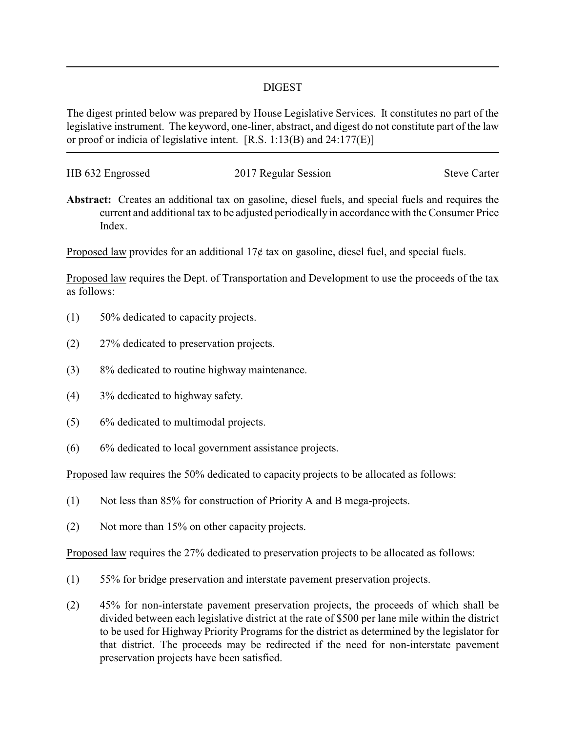# DIGEST

The digest printed below was prepared by House Legislative Services. It constitutes no part of the legislative instrument. The keyword, one-liner, abstract, and digest do not constitute part of the law or proof or indicia of legislative intent. [R.S. 1:13(B) and 24:177(E)]

---

HB 632 Engrossed — 2017 Regular Session — Steve Carter

**Abstract:** Creates an additional tax on gasoline, diesel fuels, and special fuels and requires the current and additional tax to be adjusted periodically in accordance with the Consumer Price Index.

Proposed law provides for an additional 17¢ tax on gasoline, diesel fuel, and special fuels.

Proposed law requires the Dept. of Transportation and Development to use the proceeds of the tax as follows:

(1) 50% dedicated to capacity projects.

(2) 27% dedicated to preservation projects.

(3) 8% dedicated to routine highway maintenance.

(4) 3% dedicated to highway safety.

(5) 6% dedicated to multimodal projects.

(6) 6% dedicated to local government assistance projects.

Proposed law requires the 50% dedicated to capacity projects to be allocated as follows:

(1) Not less than 85% for construction of Priority A and B mega-projects.

(2) Not more than 15% on other capacity projects.

Proposed law requires the 27% dedicated to preservation projects to be allocated as follows:

(1) 55% for bridge preservation and interstate pavement preservation projects.

(2) 45% for non-interstate pavement preservation projects, the proceeds of which shall be divided between each legislative district at the rate of $500 per lane mile within the district to be used for Highway Priority Programs for the district as determined by the legislator for that district. The proceeds may be redirected if the need for non-interstate pavement preservation projects have been satisfied.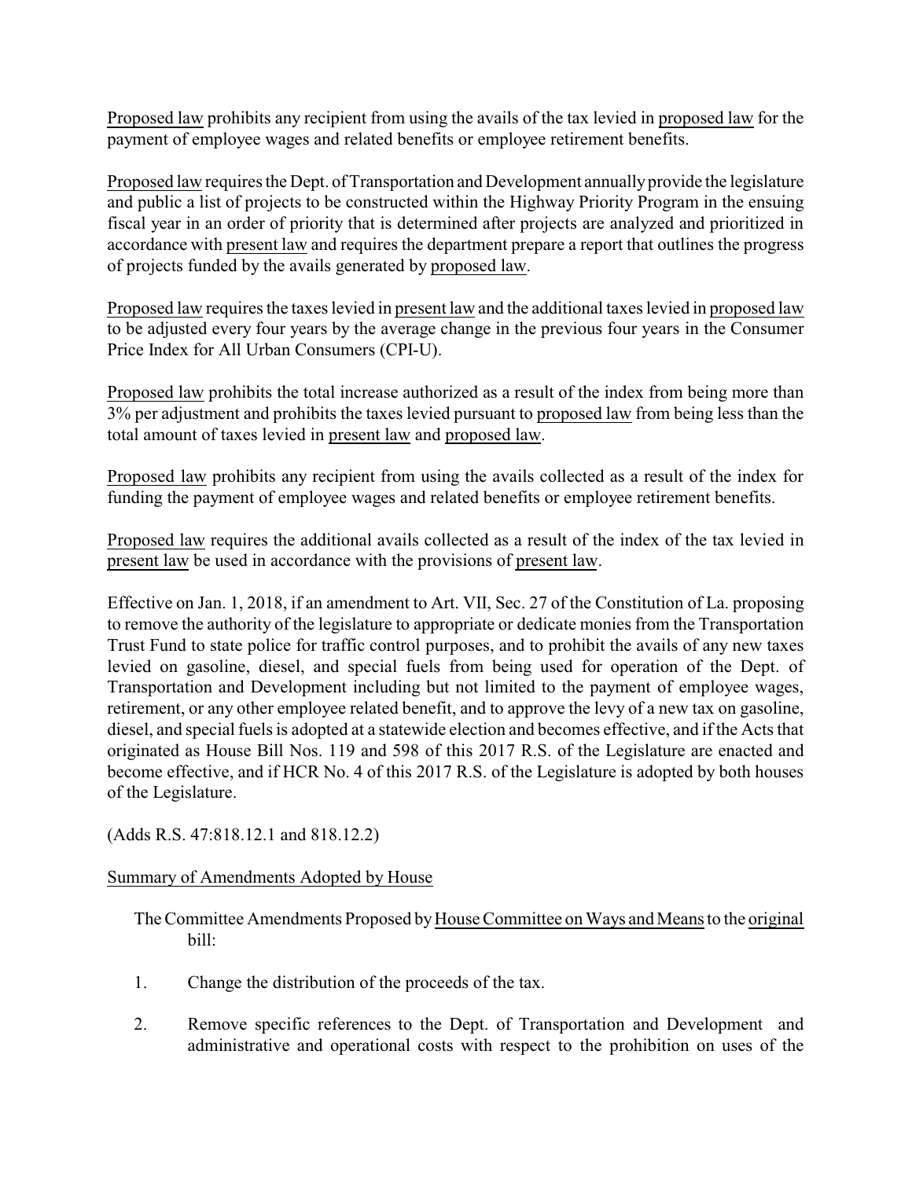Proposed law prohibits any recipient from using the avails of the tax levied in proposed law for the payment of employee wages and related benefits or employee retirement benefits.

Proposed law requires the Dept. of Transportation and Development annually provide the legislature and public a list of projects to be constructed within the Highway Priority Program in the ensuing fiscal year in an order of priority that is determined after projects are analyzed and prioritized in accordance with present law and requires the department prepare a report that outlines the progress of projects funded by the avails generated by proposed law.

Proposed law requires the taxes levied in present law and the additional taxes levied in proposed law to be adjusted every four years by the average change in the previous four years in the Consumer Price Index for All Urban Consumers (CPI-U).

Proposed law prohibits the total increase authorized as a result of the index from being more than 3% per adjustment and prohibits the taxes levied pursuant to proposed law from being less than the total amount of taxes levied in present law and proposed law.

Proposed law prohibits any recipient from using the avails collected as a result of the index for funding the payment of employee wages and related benefits or employee retirement benefits.

Proposed law requires the additional avails collected as a result of the index of the tax levied in present law be used in accordance with the provisions of present law.

Effective on Jan. 1, 2018, if an amendment to Art. VII, Sec. 27 of the Constitution of La. proposing to remove the authority of the legislature to appropriate or dedicate monies from the Transportation Trust Fund to state police for traffic control purposes, and to prohibit the avails of any new taxes levied on gasoline, diesel, and special fuels from being used for operation of the Dept. of Transportation and Development including but not limited to the payment of employee wages, retirement, or any other employee related benefit, and to approve the levy of a new tax on gasoline, diesel, and special fuels is adopted at a statewide election and becomes effective, and if the Acts that originated as House Bill Nos. 119 and 598 of this 2017 R.S. of the Legislature are enacted and become effective, and if HCR No. 4 of this 2017 R.S. of the Legislature is adopted by both houses of the Legislature.

(Adds R.S. 47:818.12.1 and 818.12.2)

Summary of Amendments Adopted by House

The Committee Amendments Proposed by House Committee on Ways and Means to the original bill:

1. Change the distribution of the proceeds of the tax.
2. Remove specific references to the Dept. of Transportation and Development and administrative and operational costs with respect to the prohibition on uses of the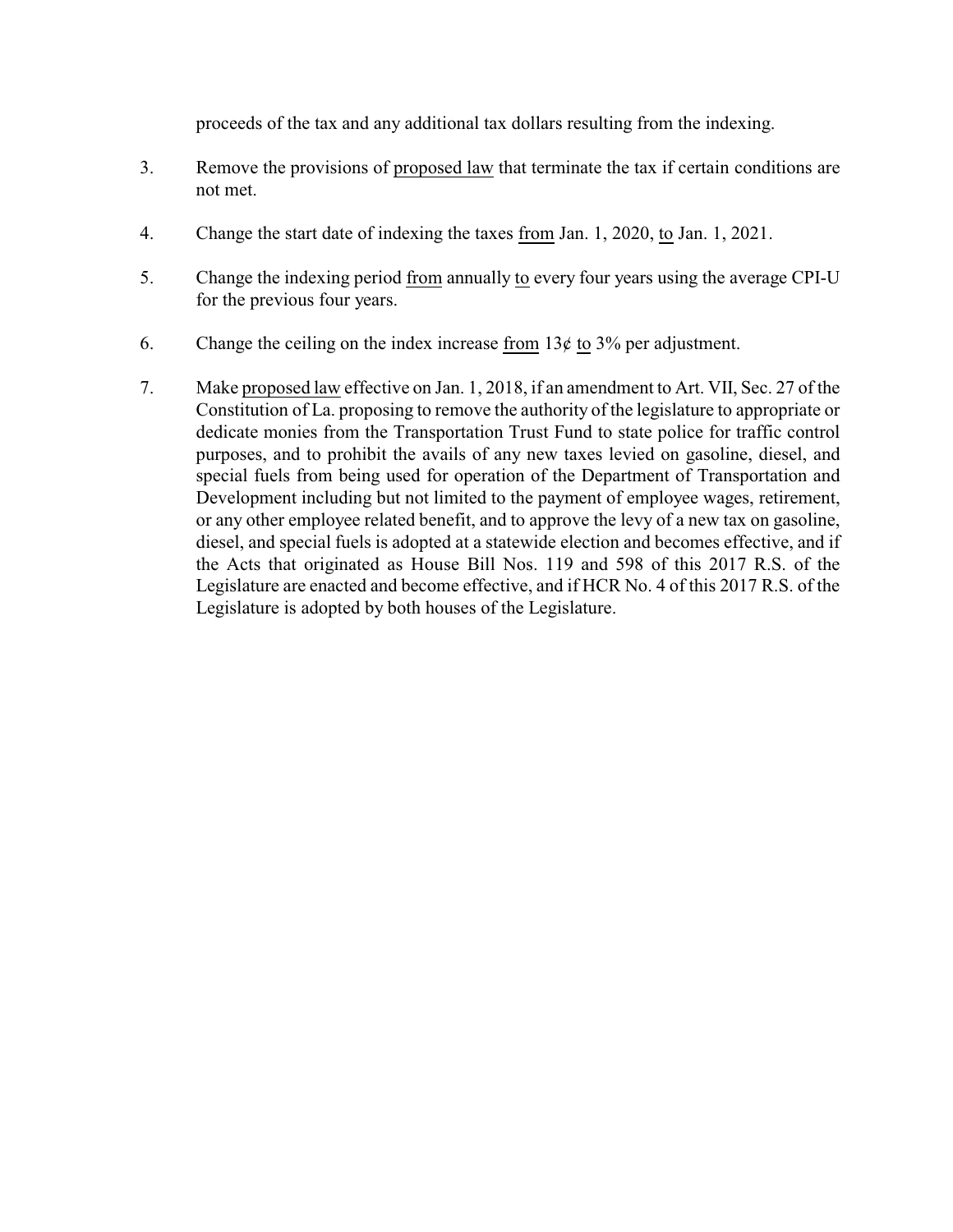proceeds of the tax and any additional tax dollars resulting from the indexing.

3. Remove the provisions of proposed law that terminate the tax if certain conditions are not met.

4. Change the start date of indexing the taxes from Jan. 1, 2020, to Jan. 1, 2021.

5. Change the indexing period from annually to every four years using the average CPI-U for the previous four years.

6. Change the ceiling on the index increase from 13¢ to 3% per adjustment.

7. Make proposed law effective on Jan. 1, 2018, if an amendment to Art. VII, Sec. 27 of the Constitution of La. proposing to remove the authority of the legislature to appropriate or dedicate monies from the Transportation Trust Fund to state police for traffic control purposes, and to prohibit the avails of any new taxes levied on gasoline, diesel, and special fuels from being used for operation of the Department of Transportation and Development including but not limited to the payment of employee wages, retirement, or any other employee related benefit, and to approve the levy of a new tax on gasoline, diesel, and special fuels is adopted at a statewide election and becomes effective, and if the Acts that originated as House Bill Nos. 119 and 598 of this 2017 R.S. of the Legislature are enacted and become effective, and if HCR No. 4 of this 2017 R.S. of the Legislature is adopted by both houses of the Legislature.